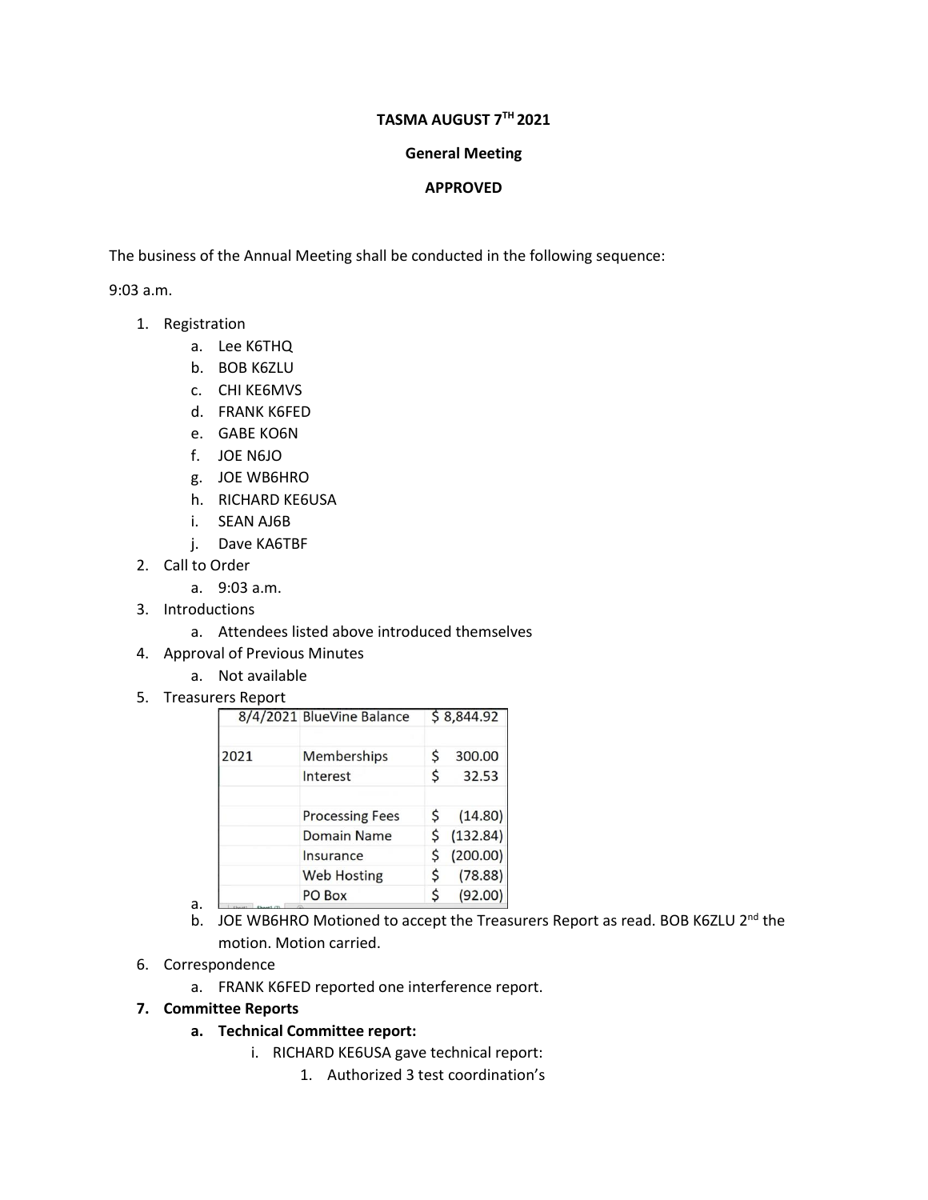**TASMA AUGUST 7TH 2021**

**General Meeting**

**APPROVED**

The business of the Annual Meeting shall be conducted in the following sequence:

9:03 a.m.

1. Registration
   a. Lee K6THQ
   b. BOB K6ZLU
   c. CHI KE6MVS
   d. FRANK K6FED
   e. GABE KO6N
   f. JOE N6JO
   g. JOE WB6HRO
   h. RICHARD KE6USA
   i. SEAN AJ6B
   j. Dave KA6TBF
2. Call to Order
   a. 9:03 a.m.
3. Introductions
   a. Attendees listed above introduced themselves
4. Approval of Previous Minutes
   a. Not available
5. Treasurers Report
   a.

| 8/4/2021 | BlueVine Balance | $ 8,844.92 |
|---|---|---|
| | | |
| 2021 | Memberships | $ 300.00 |
| | Interest | $ 32.53 |
| | | |
| | Processing Fees | $ (14.80) |
| | Domain Name | $ (132.84) |
| | Insurance | $ (200.00) |
| | Web Hosting | $ (78.88) |
| | PO Box | $ (92.00) |

   b. JOE WB6HRO Motioned to accept the Treasurers Report as read. BOB K6ZLU 2nd the motion. Motion carried.
6. Correspondence
   a. FRANK K6FED reported one interference report.
7. **Committee Reports**
   a. **Technical Committee report:**
      i. RICHARD KE6USA gave technical report:
         1. Authorized 3 test coordination's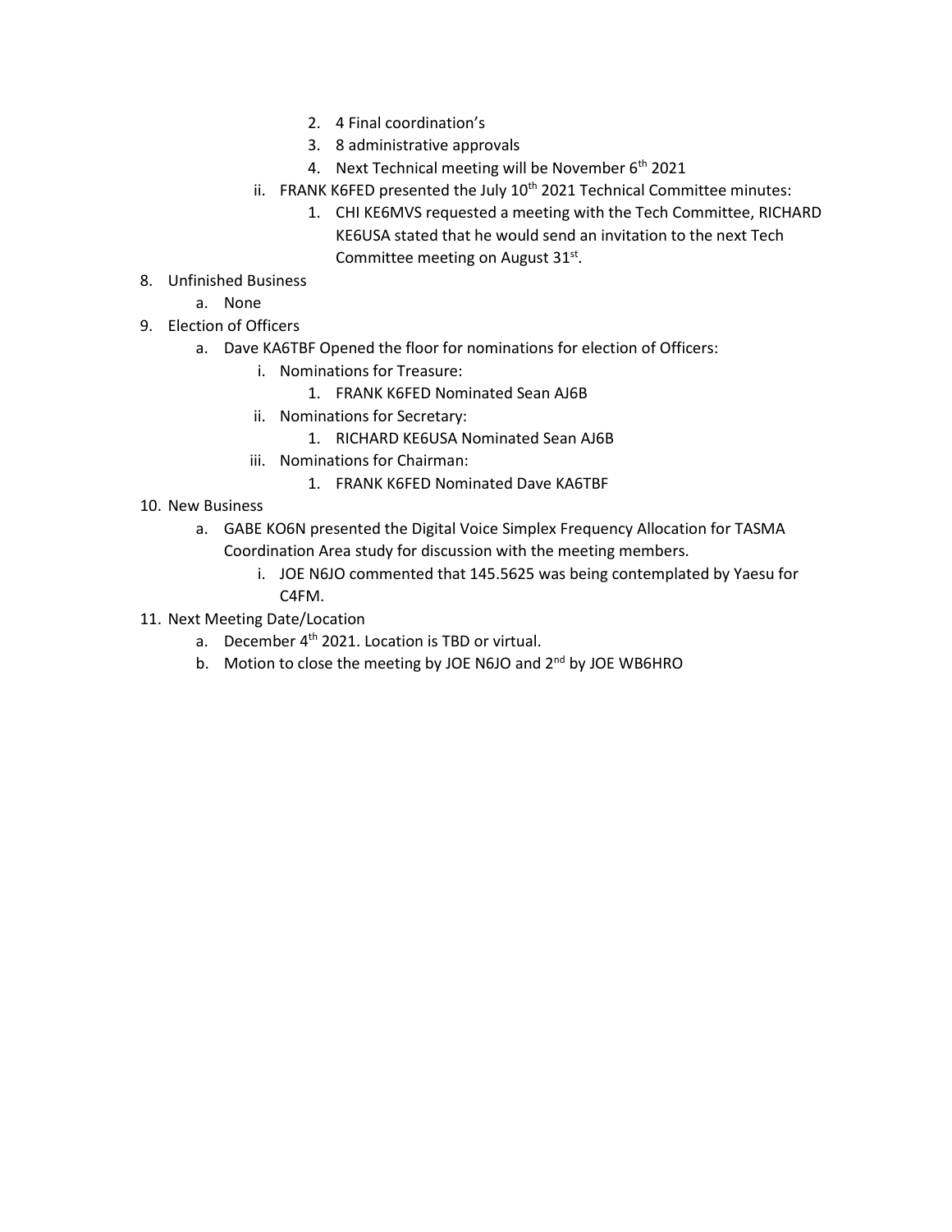2. 4 Final coordination's
   3. 8 administrative approvals
   4. Next Technical meeting will be November 6th 2021
  - ii. FRANK K6FED presented the July 10th 2021 Technical Committee minutes:
    1. CHI KE6MVS requested a meeting with the Tech Committee, RICHARD KE6USA stated that he would send an invitation to the next Tech Committee meeting on August 31st.

8. Unfinished Business
   - a. None
9. Election of Officers
   - a. Dave KA6TBF Opened the floor for nominations for election of Officers:
     - i. Nominations for Treasure:
       1. FRANK K6FED Nominated Sean AJ6B
     - ii. Nominations for Secretary:
       1. RICHARD KE6USA Nominated Sean AJ6B
     - iii. Nominations for Chairman:
       1. FRANK K6FED Nominated Dave KA6TBF
10. New Business
    - a. GABE KO6N presented the Digital Voice Simplex Frequency Allocation for TASMA Coordination Area study for discussion with the meeting members.
      - i. JOE N6JO commented that 145.5625 was being contemplated by Yaesu for C4FM.
11. Next Meeting Date/Location
    - a. December 4th 2021. Location is TBD or virtual.
    - b. Motion to close the meeting by JOE N6JO and 2nd by JOE WB6HRO